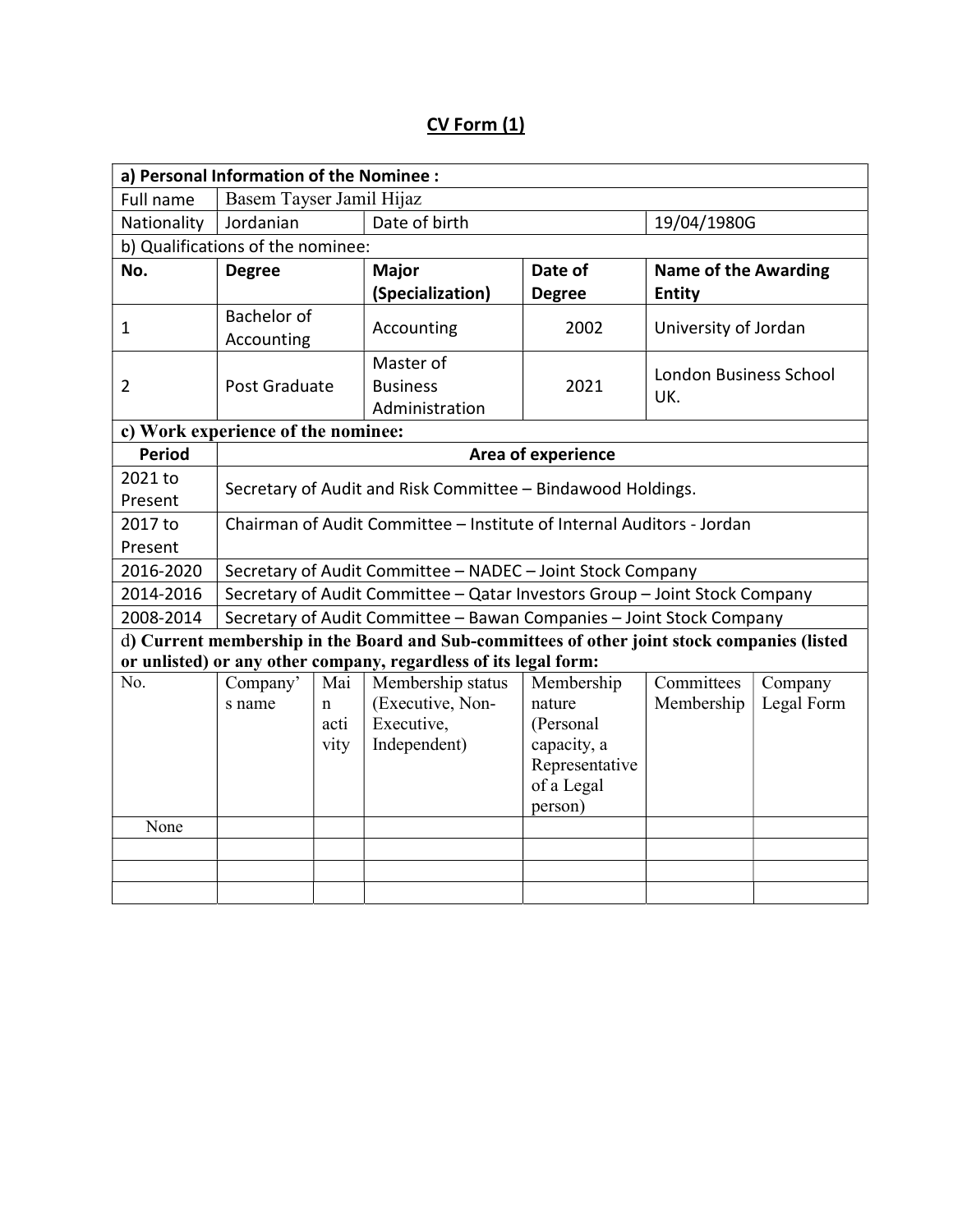# CV Form (1)

| **a) Personal Information of the Nominee :** | | | | |
|---|---|---|---|---|
| Full name | Basem Tayser Jamil Hijaz | | | |
| Nationality | Jordanian | Date of birth | | 19/04/1980G |
| **b) Qualifications of the nominee:** | | | | |
| **No.** | **Degree** | **Major (Specialization)** | **Date of Degree** | **Name of the Awarding Entity** |
| 1 | Bachelor of Accounting | Accounting | 2002 | University of Jordan |
| 2 | Post Graduate | Master of Business Administration | 2021 | London Business School UK. |

| **c) Work experience of the nominee:** | |
|---|---|
| **Period** | **Area of experience** |
| 2021 to Present | Secretary of Audit and Risk Committee – Bindawood Holdings. |
| 2017 to Present | Chairman of Audit Committee – Institute of Internal Auditors - Jordan |
| 2016-2020 | Secretary of Audit Committee – NADEC – Joint Stock Company |
| 2014-2016 | Secretary of Audit Committee – Qatar Investors Group – Joint Stock Company |
| 2008-2014 | Secretary of Audit Committee – Bawan Companies – Joint Stock Company |

**d) Current membership in the Board and Sub-committees of other joint stock companies (listed or unlisted) or any other company, regardless of its legal form:**

| No. | Company's name | Main activity | Membership status (Executive, Non-Executive, Independent) | Membership nature (Personal capacity, a Representative of a Legal person) | Committees Membership | Company Legal Form |
|---|---|---|---|---|---|---|
| None | | | | | | |
| | | | | | | |
| | | | | | | |
| | | | | | | |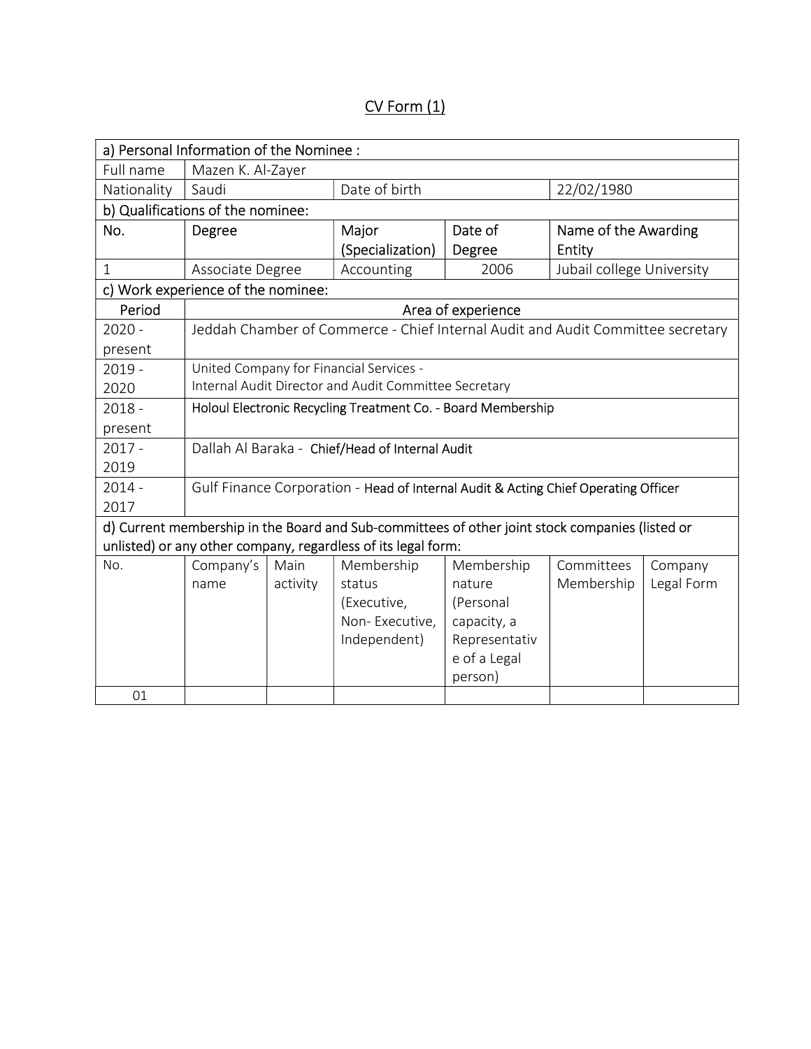# CV Form (1)

| a) Personal Information of the Nominee : | | | |
|---|---|---|---|
| Full name | Mazen K. Al-Zayer | | |
| Nationality | Saudi | Date of birth | 22/02/1980 |

| b) Qualifications of the nominee: | | | | |
|---|---|---|---|---|
| No. | Degree | Major (Specialization) | Date of Degree | Name of the Awarding Entity |
| 1 | Associate Degree | Accounting | 2006 | Jubail college University |

| c) Work experience of the nominee: | |
|---|---|
| Period | Area of experience |
| 2020 - present | Jeddah Chamber of Commerce - Chief Internal Audit and Audit Committee secretary |
| 2019 - 2020 | United Company for Financial Services - Internal Audit Director and Audit Committee Secretary |
| 2018 - present | Holoul Electronic Recycling Treatment Co. - Board Membership |
| 2017 - 2019 | Dallah Al Baraka - Chief/Head of Internal Audit |
| 2014 - 2017 | Gulf Finance Corporation - Head of Internal Audit & Acting Chief Operating Officer |

d) Current membership in the Board and Sub-committees of other joint stock companies (listed or unlisted) or any other company, regardless of its legal form:

| No. | Company's name | Main activity | Membership status (Executive, Non- Executive, Independent) | Membership nature (Personal capacity, a Representative of a Legal person) | Committees Membership | Company Legal Form |
|---|---|---|---|---|---|---|
| 01 | | | | | | |